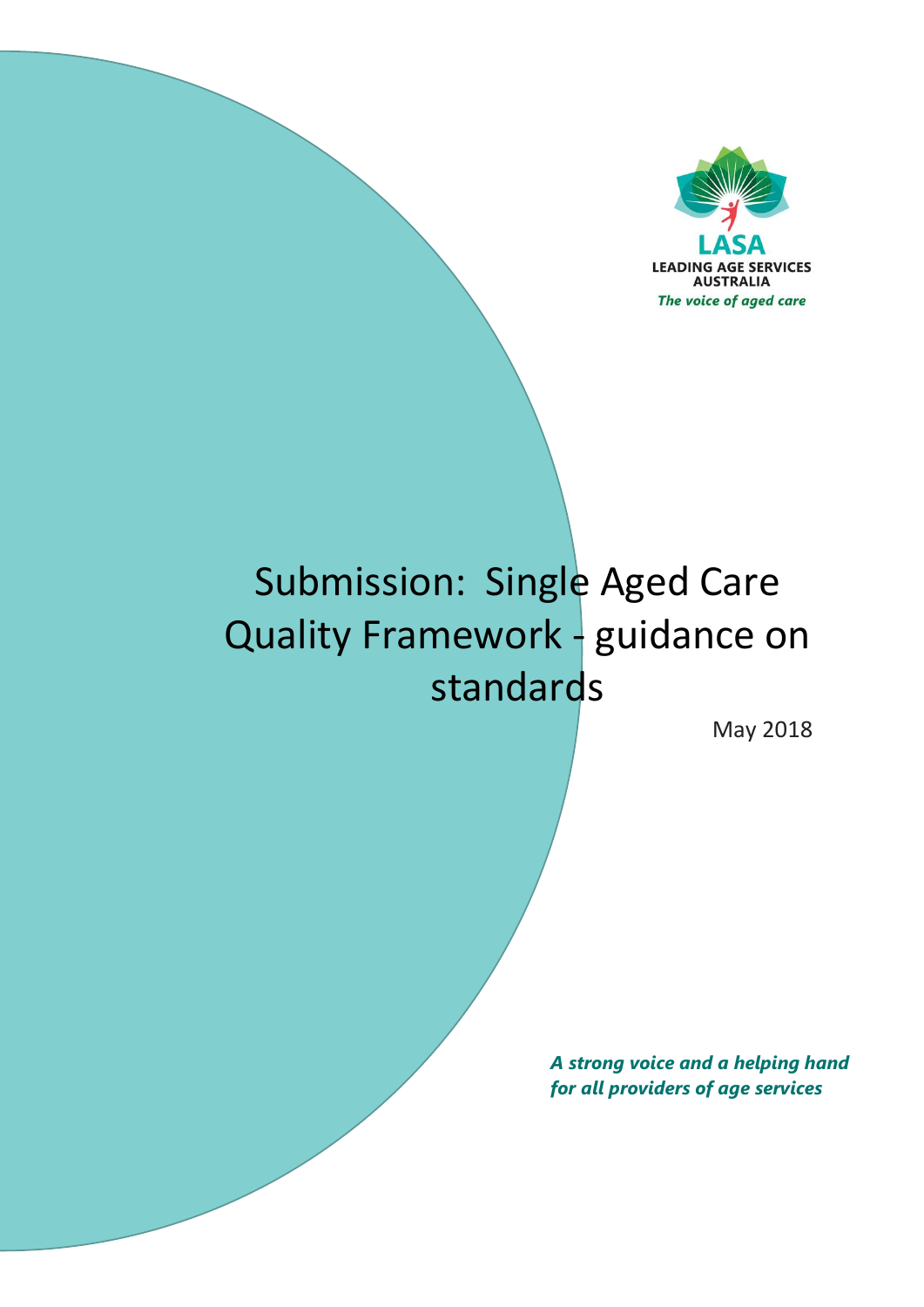LASA

LEADING AGE SERVICES AUSTRALIA

*The voice of aged care*

# Submission: Single Aged Care Quality Framework - guidance on standards

May 2018

***A strong voice and a helping hand for all providers of age services***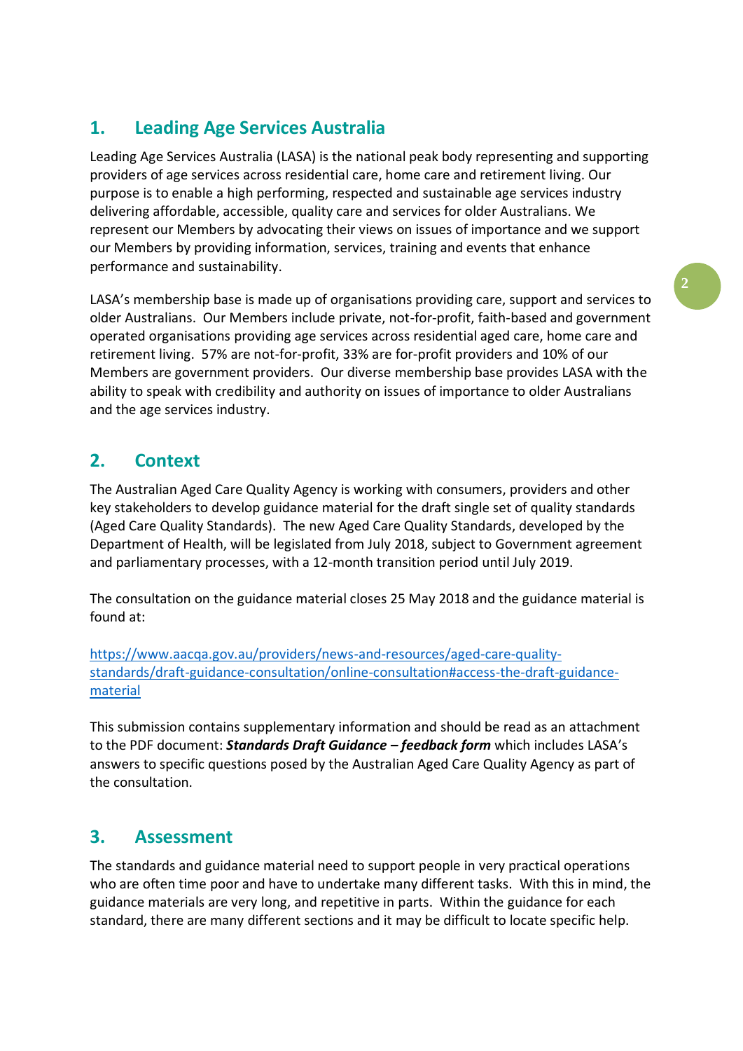## 1. Leading Age Services Australia

Leading Age Services Australia (LASA) is the national peak body representing and supporting providers of age services across residential care, home care and retirement living. Our purpose is to enable a high performing, respected and sustainable age services industry delivering affordable, accessible, quality care and services for older Australians. We represent our Members by advocating their views on issues of importance and we support our Members by providing information, services, training and events that enhance performance and sustainability.

LASA's membership base is made up of organisations providing care, support and services to older Australians. Our Members include private, not-for-profit, faith-based and government operated organisations providing age services across residential aged care, home care and retirement living. 57% are not-for-profit, 33% are for-profit providers and 10% of our Members are government providers. Our diverse membership base provides LASA with the ability to speak with credibility and authority on issues of importance to older Australians and the age services industry.

## 2. Context

The Australian Aged Care Quality Agency is working with consumers, providers and other key stakeholders to develop guidance material for the draft single set of quality standards (Aged Care Quality Standards). The new Aged Care Quality Standards, developed by the Department of Health, will be legislated from July 2018, subject to Government agreement and parliamentary processes, with a 12-month transition period until July 2019.

The consultation on the guidance material closes 25 May 2018 and the guidance material is found at:

[https://www.aacqa.gov.au/providers/news-and-resources/aged-care-quality-standards/draft-guidance-consultation/online-consultation#access-the-draft-guidance-material](https://www.aacqa.gov.au/providers/news-and-resources/aged-care-quality-standards/draft-guidance-consultation/online-consultation#access-the-draft-guidance-material)

This submission contains supplementary information and should be read as an attachment to the PDF document: ***Standards Draft Guidance – feedback form*** which includes LASA's answers to specific questions posed by the Australian Aged Care Quality Agency as part of the consultation.

## 3. Assessment

The standards and guidance material need to support people in very practical operations who are often time poor and have to undertake many different tasks. With this in mind, the guidance materials are very long, and repetitive in parts. Within the guidance for each standard, there are many different sections and it may be difficult to locate specific help.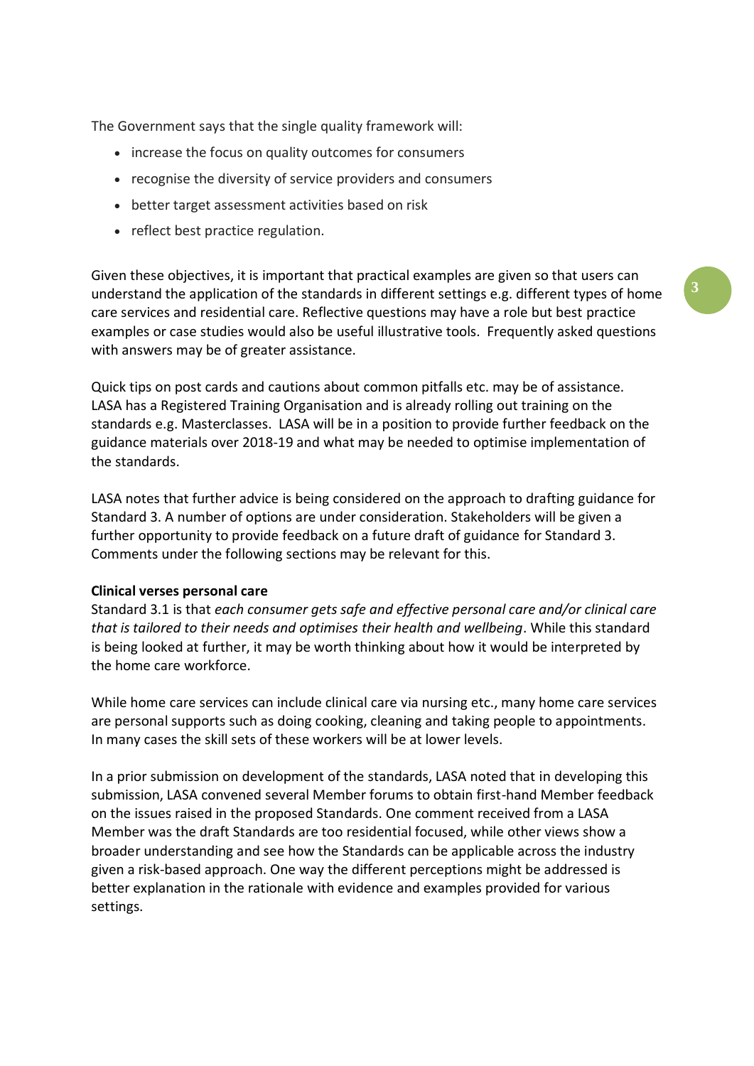The Government says that the single quality framework will:

- increase the focus on quality outcomes for consumers
- recognise the diversity of service providers and consumers
- better target assessment activities based on risk
- reflect best practice regulation.

Given these objectives, it is important that practical examples are given so that users can understand the application of the standards in different settings e.g. different types of home care services and residential care. Reflective questions may have a role but best practice examples or case studies would also be useful illustrative tools. Frequently asked questions with answers may be of greater assistance.

Quick tips on post cards and cautions about common pitfalls etc. may be of assistance. LASA has a Registered Training Organisation and is already rolling out training on the standards e.g. Masterclasses. LASA will be in a position to provide further feedback on the guidance materials over 2018-19 and what may be needed to optimise implementation of the standards.

LASA notes that further advice is being considered on the approach to drafting guidance for Standard 3. A number of options are under consideration. Stakeholders will be given a further opportunity to provide feedback on a future draft of guidance for Standard 3. Comments under the following sections may be relevant for this.

**Clinical verses personal care**

Standard 3.1 is that *each consumer gets safe and effective personal care and/or clinical care that is tailored to their needs and optimises their health and wellbeing*. While this standard is being looked at further, it may be worth thinking about how it would be interpreted by the home care workforce.

While home care services can include clinical care via nursing etc., many home care services are personal supports such as doing cooking, cleaning and taking people to appointments. In many cases the skill sets of these workers will be at lower levels.

In a prior submission on development of the standards, LASA noted that in developing this submission, LASA convened several Member forums to obtain first-hand Member feedback on the issues raised in the proposed Standards. One comment received from a LASA Member was the draft Standards are too residential focused, while other views show a broader understanding and see how the Standards can be applicable across the industry given a risk-based approach. One way the different perceptions might be addressed is better explanation in the rationale with evidence and examples provided for various settings.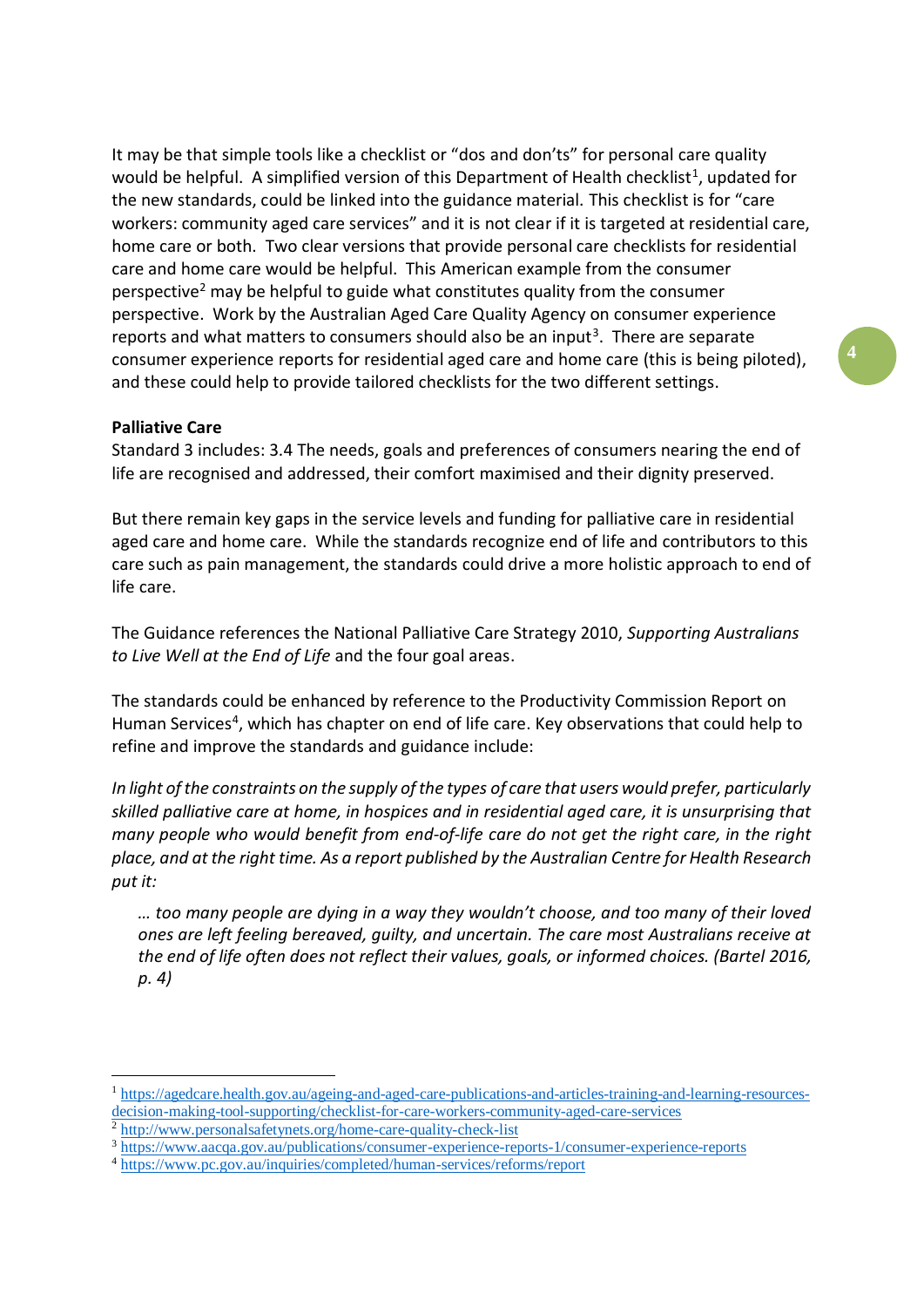It may be that simple tools like a checklist or "dos and don'ts" for personal care quality would be helpful. A simplified version of this Department of Health checklist[1], updated for the new standards, could be linked into the guidance material. This checklist is for "care workers: community aged care services" and it is not clear if it is targeted at residential care, home care or both. Two clear versions that provide personal care checklists for residential care and home care would be helpful. This American example from the consumer perspective[2] may be helpful to guide what constitutes quality from the consumer perspective. Work by the Australian Aged Care Quality Agency on consumer experience reports and what matters to consumers should also be an input[3]. There are separate consumer experience reports for residential aged care and home care (this is being piloted), and these could help to provide tailored checklists for the two different settings.

**Palliative Care**

Standard 3 includes: 3.4 The needs, goals and preferences of consumers nearing the end of life are recognised and addressed, their comfort maximised and their dignity preserved.

But there remain key gaps in the service levels and funding for palliative care in residential aged care and home care. While the standards recognize end of life and contributors to this care such as pain management, the standards could drive a more holistic approach to end of life care.

The Guidance references the National Palliative Care Strategy 2010, *Supporting Australians to Live Well at the End of Life* and the four goal areas.

The standards could be enhanced by reference to the Productivity Commission Report on Human Services[4], which has chapter on end of life care. Key observations that could help to refine and improve the standards and guidance include:

*In light of the constraints on the supply of the types of care that users would prefer, particularly skilled palliative care at home, in hospices and in residential aged care, it is unsurprising that many people who would benefit from end-of-life care do not get the right care, in the right place, and at the right time. As a report published by the Australian Centre for Health Research put it:*

> *… too many people are dying in a way they wouldn't choose, and too many of their loved ones are left feeling bereaved, guilty, and uncertain. The care most Australians receive at the end of life often does not reflect their values, goals, or informed choices. (Bartel 2016, p. 4)*

---

[1] https://agedcare.health.gov.au/ageing-and-aged-care-publications-and-articles-training-and-learning-resources-decision-making-tool-supporting/checklist-for-care-workers-community-aged-care-services

[2] http://www.personalsafetynets.org/home-care-quality-check-list

[3] https://www.aacqa.gov.au/publications/consumer-experience-reports-1/consumer-experience-reports

[4] https://www.pc.gov.au/inquiries/completed/human-services/reforms/report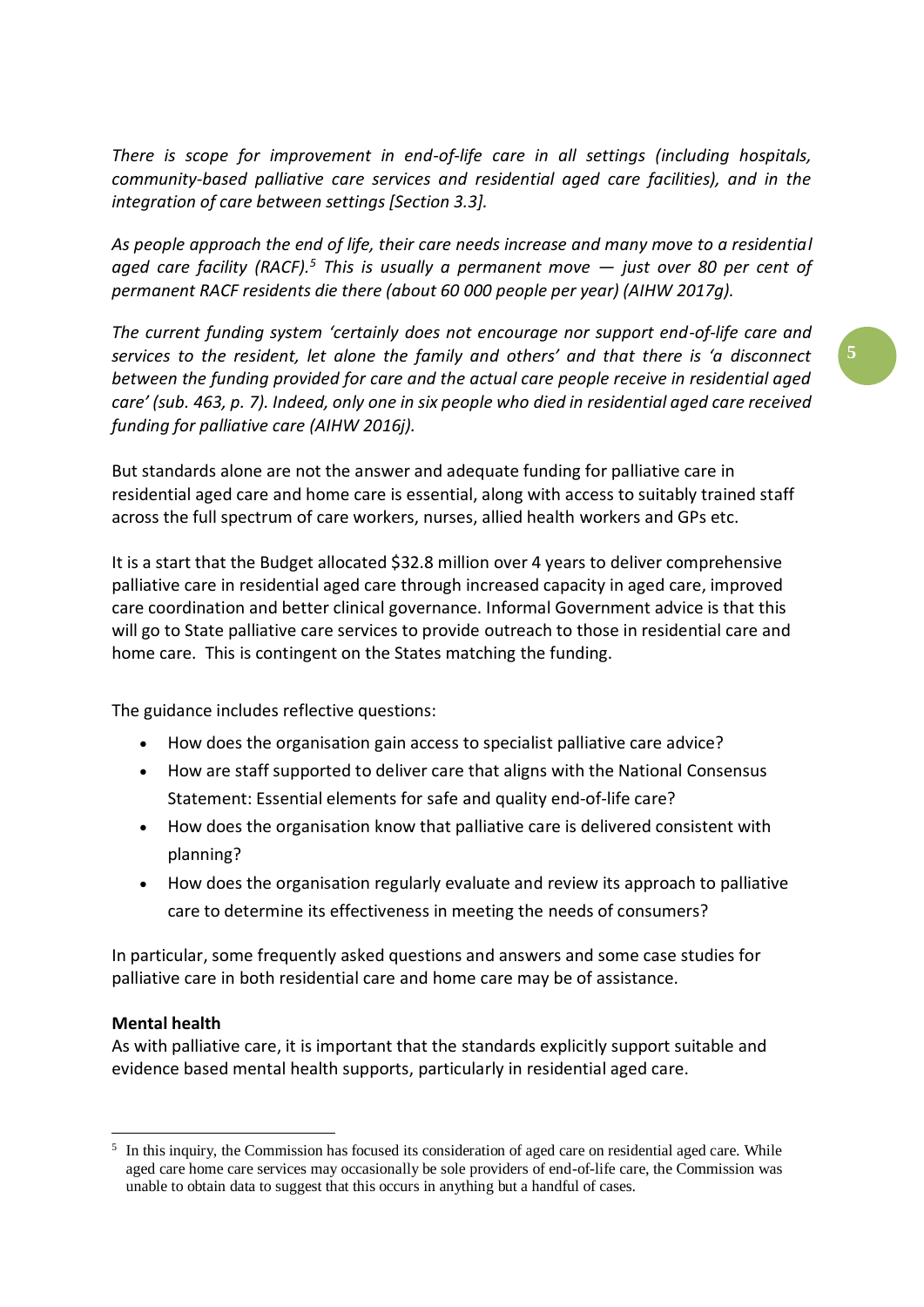*There is scope for improvement in end-of-life care in all settings (including hospitals, community-based palliative care services and residential aged care facilities), and in the integration of care between settings [Section 3.3].*

*As people approach the end of life, their care needs increase and many move to a residential aged care facility (RACF).[5] This is usually a permanent move — just over 80 per cent of permanent RACF residents die there (about 60 000 people per year) (AIHW 2017g).*

*The current funding system 'certainly does not encourage nor support end-of-life care and services to the resident, let alone the family and others' and that there is 'a disconnect between the funding provided for care and the actual care people receive in residential aged care' (sub. 463, p. 7). Indeed, only one in six people who died in residential aged care received funding for palliative care (AIHW 2016j).*

But standards alone are not the answer and adequate funding for palliative care in residential aged care and home care is essential, along with access to suitably trained staff across the full spectrum of care workers, nurses, allied health workers and GPs etc.

It is a start that the Budget allocated $32.8 million over 4 years to deliver comprehensive palliative care in residential aged care through increased capacity in aged care, improved care coordination and better clinical governance. Informal Government advice is that this will go to State palliative care services to provide outreach to those in residential care and home care. This is contingent on the States matching the funding.

The guidance includes reflective questions:

- How does the organisation gain access to specialist palliative care advice?
- How are staff supported to deliver care that aligns with the National Consensus Statement: Essential elements for safe and quality end-of-life care?
- How does the organisation know that palliative care is delivered consistent with planning?
- How does the organisation regularly evaluate and review its approach to palliative care to determine its effectiveness in meeting the needs of consumers?

In particular, some frequently asked questions and answers and some case studies for palliative care in both residential care and home care may be of assistance.

**Mental health**

As with palliative care, it is important that the standards explicitly support suitable and evidence based mental health supports, particularly in residential aged care.

[5] In this inquiry, the Commission has focused its consideration of aged care on residential aged care. While aged care home care services may occasionally be sole providers of end-of-life care, the Commission was unable to obtain data to suggest that this occurs in anything but a handful of cases.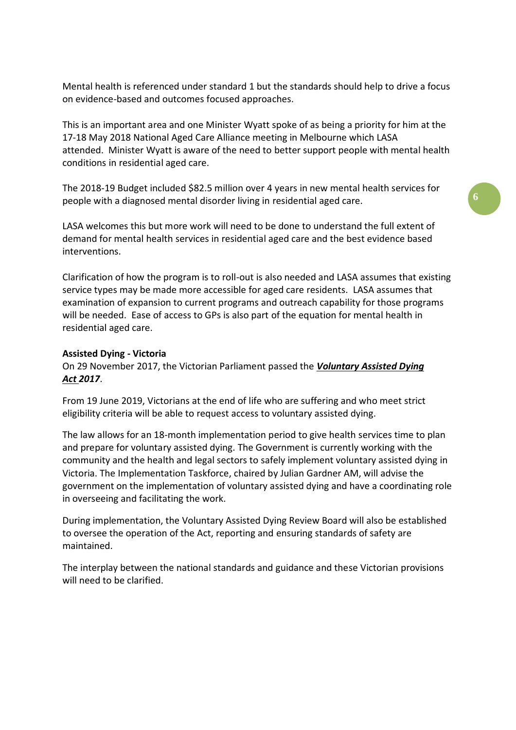Mental health is referenced under standard 1 but the standards should help to drive a focus on evidence-based and outcomes focused approaches.

This is an important area and one Minister Wyatt spoke of as being a priority for him at the 17-18 May 2018 National Aged Care Alliance meeting in Melbourne which LASA attended. Minister Wyatt is aware of the need to better support people with mental health conditions in residential aged care.

The 2018-19 Budget included $82.5 million over 4 years in new mental health services for people with a diagnosed mental disorder living in residential aged care.

LASA welcomes this but more work will need to be done to understand the full extent of demand for mental health services in residential aged care and the best evidence based interventions.

Clarification of how the program is to roll-out is also needed and LASA assumes that existing service types may be made more accessible for aged care residents. LASA assumes that examination of expansion to current programs and outreach capability for those programs will be needed. Ease of access to GPs is also part of the equation for mental health in residential aged care.

**Assisted Dying - Victoria**

On 29 November 2017, the Victorian Parliament passed the ***Voluntary Assisted Dying Act 2017***.

From 19 June 2019, Victorians at the end of life who are suffering and who meet strict eligibility criteria will be able to request access to voluntary assisted dying.

The law allows for an 18-month implementation period to give health services time to plan and prepare for voluntary assisted dying. The Government is currently working with the community and the health and legal sectors to safely implement voluntary assisted dying in Victoria. The Implementation Taskforce, chaired by Julian Gardner AM, will advise the government on the implementation of voluntary assisted dying and have a coordinating role in overseeing and facilitating the work.

During implementation, the Voluntary Assisted Dying Review Board will also be established to oversee the operation of the Act, reporting and ensuring standards of safety are maintained.

The interplay between the national standards and guidance and these Victorian provisions will need to be clarified.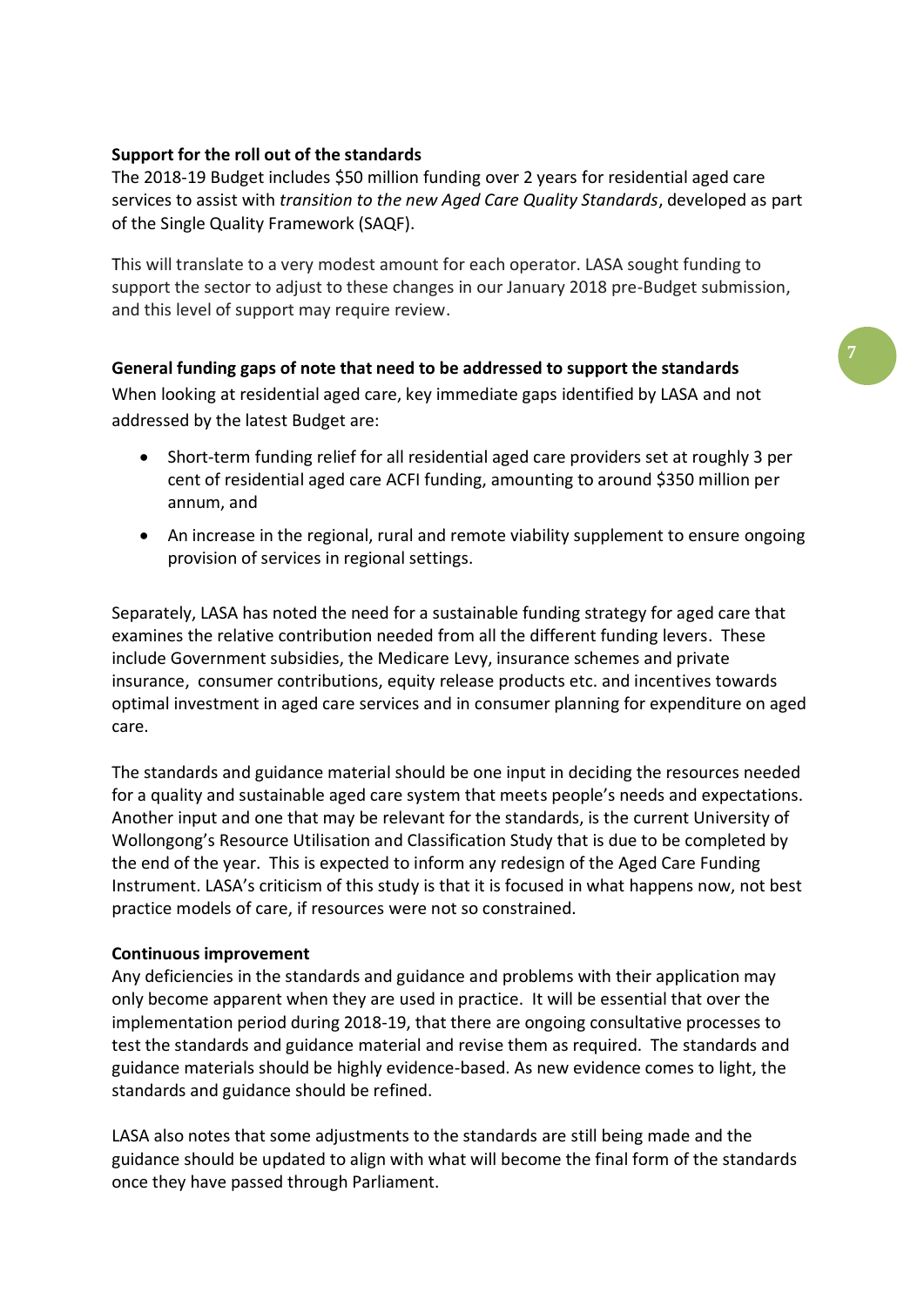**Support for the roll out of the standards**

The 2018-19 Budget includes $50 million funding over 2 years for residential aged care services to assist with *transition to the new Aged Care Quality Standards*, developed as part of the Single Quality Framework (SAQF).

This will translate to a very modest amount for each operator. LASA sought funding to support the sector to adjust to these changes in our January 2018 pre-Budget submission, and this level of support may require review.

**General funding gaps of note that need to be addressed to support the standards**

When looking at residential aged care, key immediate gaps identified by LASA and not addressed by the latest Budget are:

- Short-term funding relief for all residential aged care providers set at roughly 3 per cent of residential aged care ACFI funding, amounting to around $350 million per annum, and
- An increase in the regional, rural and remote viability supplement to ensure ongoing provision of services in regional settings.

Separately, LASA has noted the need for a sustainable funding strategy for aged care that examines the relative contribution needed from all the different funding levers. These include Government subsidies, the Medicare Levy, insurance schemes and private insurance, consumer contributions, equity release products etc. and incentives towards optimal investment in aged care services and in consumer planning for expenditure on aged care.

The standards and guidance material should be one input in deciding the resources needed for a quality and sustainable aged care system that meets people's needs and expectations. Another input and one that may be relevant for the standards, is the current University of Wollongong's Resource Utilisation and Classification Study that is due to be completed by the end of the year. This is expected to inform any redesign of the Aged Care Funding Instrument. LASA's criticism of this study is that it is focused in what happens now, not best practice models of care, if resources were not so constrained.

**Continuous improvement**

Any deficiencies in the standards and guidance and problems with their application may only become apparent when they are used in practice. It will be essential that over the implementation period during 2018-19, that there are ongoing consultative processes to test the standards and guidance material and revise them as required. The standards and guidance materials should be highly evidence-based. As new evidence comes to light, the standards and guidance should be refined.

LASA also notes that some adjustments to the standards are still being made and the guidance should be updated to align with what will become the final form of the standards once they have passed through Parliament.